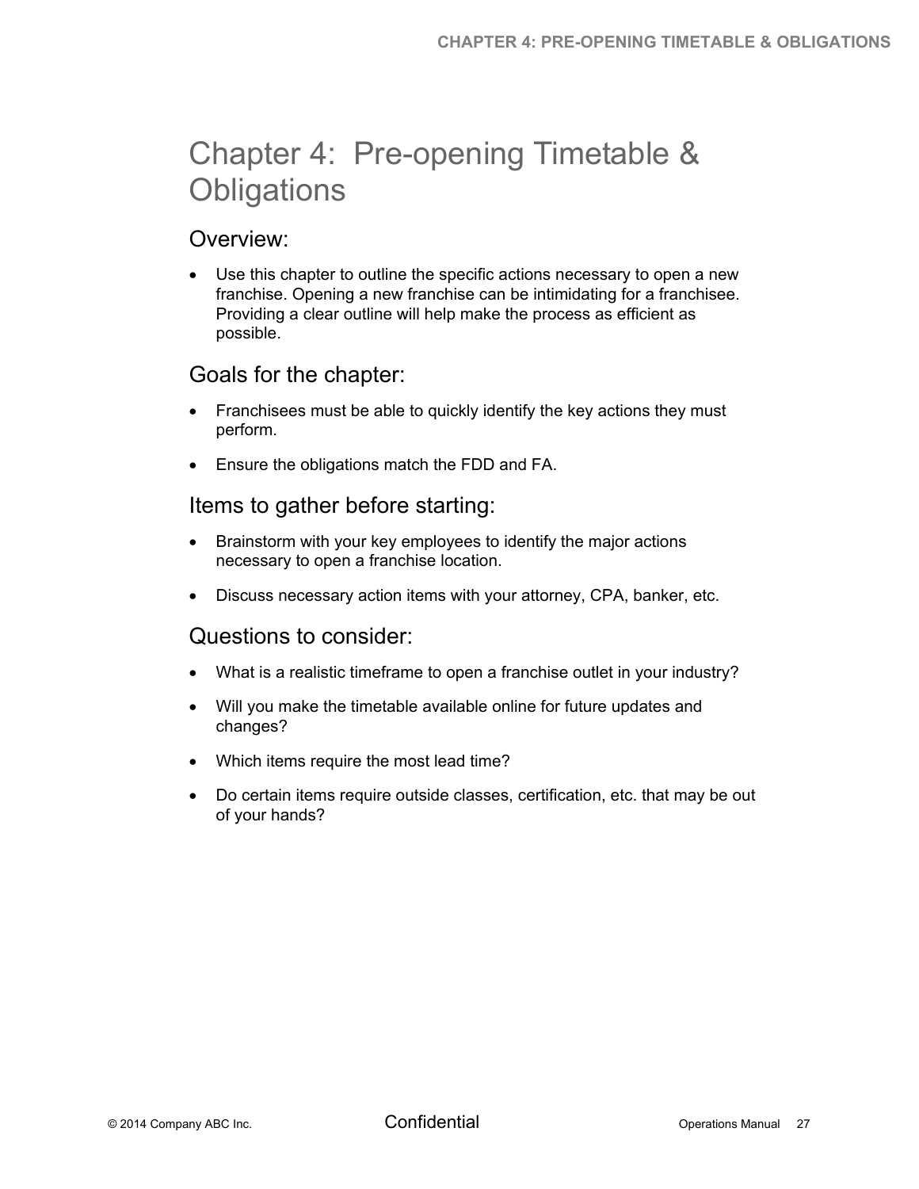# Chapter 4: Pre-opening Timetable & Obligations

## Overview:

- Use this chapter to outline the specific actions necessary to open a new franchise. Opening a new franchise can be intimidating for a franchisee. Providing a clear outline will help make the process as efficient as possible.

## Goals for the chapter:

- Franchisees must be able to quickly identify the key actions they must perform.
- Ensure the obligations match the FDD and FA.

## Items to gather before starting:

- Brainstorm with your key employees to identify the major actions necessary to open a franchise location.
- Discuss necessary action items with your attorney, CPA, banker, etc.

## Questions to consider:

- What is a realistic timeframe to open a franchise outlet in your industry?
- Will you make the timetable available online for future updates and changes?
- Which items require the most lead time?
- Do certain items require outside classes, certification, etc. that may be out of your hands?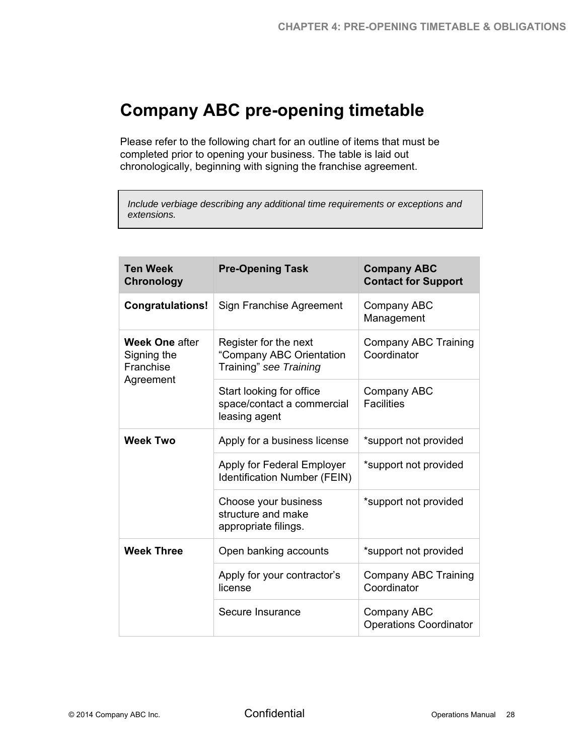# Company ABC pre-opening timetable

Please refer to the following chart for an outline of items that must be completed prior to opening your business. The table is laid out chronologically, beginning with signing the franchise agreement.

*Include verbiage describing any additional time requirements or exceptions and extensions.*

| Ten Week Chronology | Pre-Opening Task | Company ABC Contact for Support |
|---|---|---|
| **Congratulations!** | Sign Franchise Agreement | Company ABC Management |
| **Week One** after Signing the Franchise Agreement | Register for the next “Company ABC Orientation Training” *see Training* | Company ABC Training Coordinator |
| | Start looking for office space/contact a commercial leasing agent | Company ABC Facilities |
| **Week Two** | Apply for a business license | *support not provided |
| | Apply for Federal Employer Identification Number (FEIN) | *support not provided |
| | Choose your business structure and make appropriate filings. | *support not provided |
| **Week Three** | Open banking accounts | *support not provided |
| | Apply for your contractor’s license | Company ABC Training Coordinator |
| | Secure Insurance | Company ABC Operations Coordinator |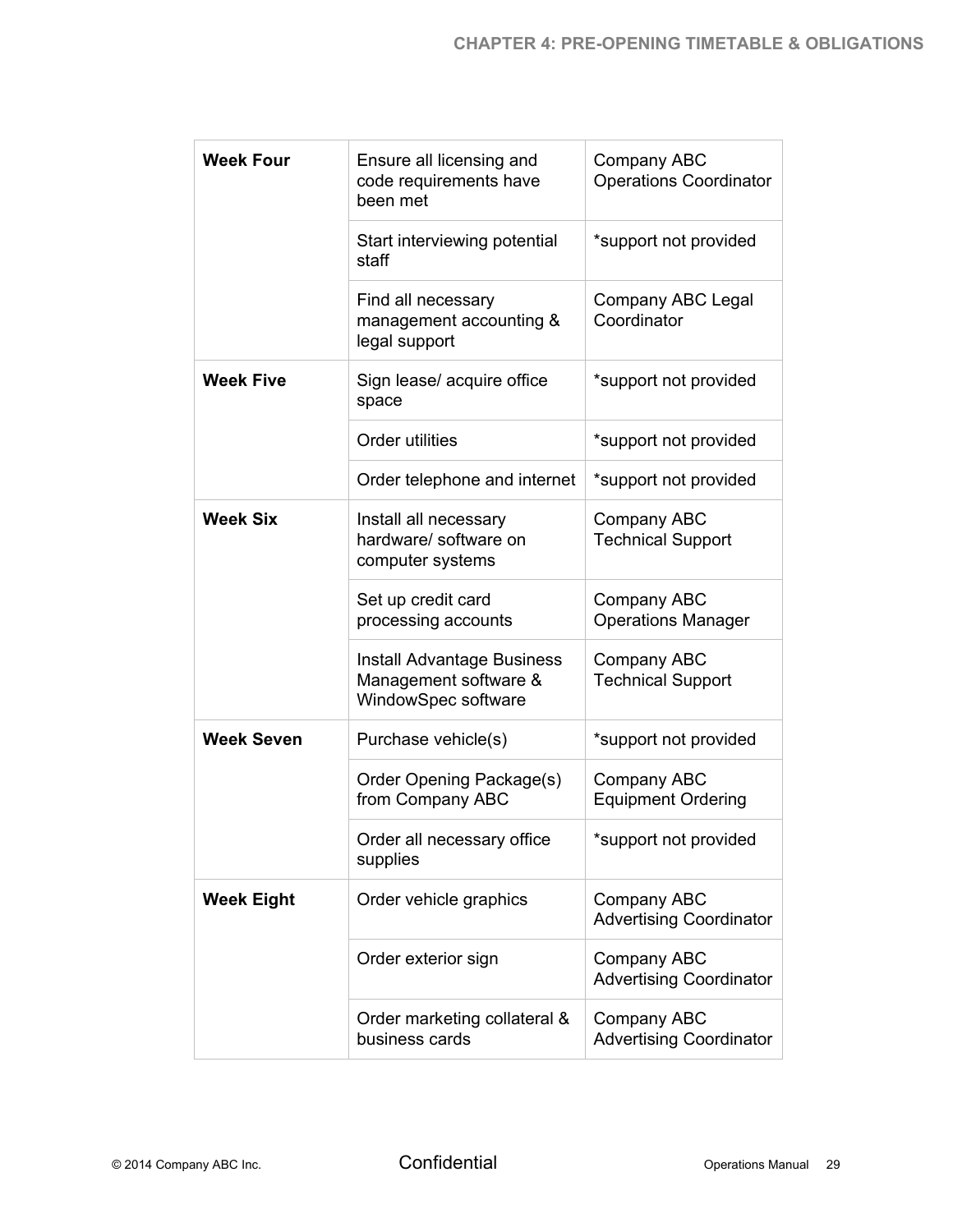| Week Four | Ensure all licensing and code requirements have been met | Company ABC Operations Coordinator |
|---|---|---|
| | Start interviewing potential staff | *support not provided |
| | Find all necessary management accounting & legal support | Company ABC Legal Coordinator |
| **Week Five** | Sign lease/ acquire office space | *support not provided |
| | Order utilities | *support not provided |
| | Order telephone and internet | *support not provided |
| **Week Six** | Install all necessary hardware/ software on computer systems | Company ABC Technical Support |
| | Set up credit card processing accounts | Company ABC Operations Manager |
| | Install Advantage Business Management software & WindowSpec software | Company ABC Technical Support |
| **Week Seven** | Purchase vehicle(s) | *support not provided |
| | Order Opening Package(s) from Company ABC | Company ABC Equipment Ordering |
| | Order all necessary office supplies | *support not provided |
| **Week Eight** | Order vehicle graphics | Company ABC Advertising Coordinator |
| | Order exterior sign | Company ABC Advertising Coordinator |
| | Order marketing collateral & business cards | Company ABC Advertising Coordinator |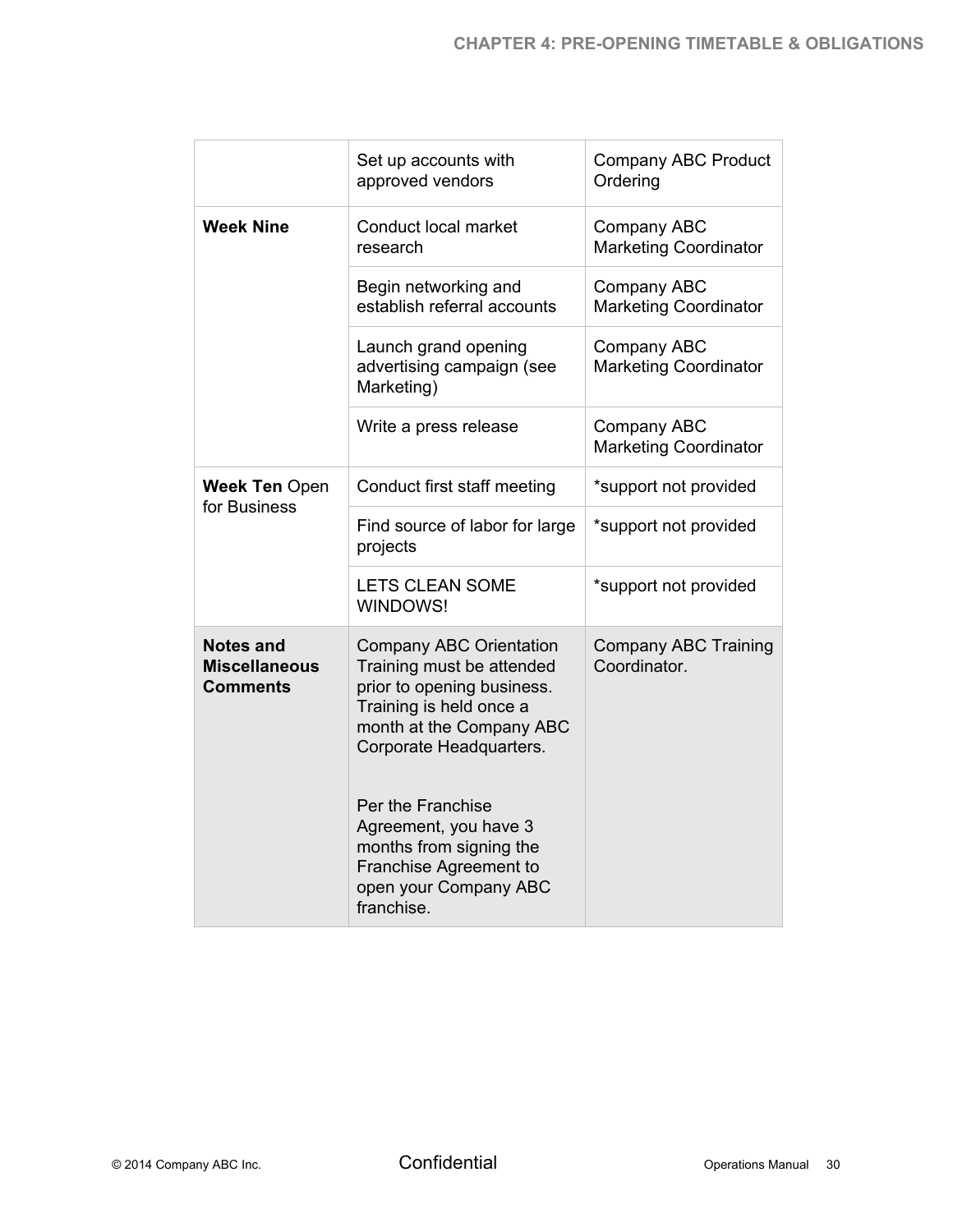| | | |
|---|---|---|
| | Set up accounts with approved vendors | Company ABC Product Ordering |
| **Week Nine** | Conduct local market research | Company ABC Marketing Coordinator |
| | Begin networking and establish referral accounts | Company ABC Marketing Coordinator |
| | Launch grand opening advertising campaign (see Marketing) | Company ABC Marketing Coordinator |
| | Write a press release | Company ABC Marketing Coordinator |
| **Week Ten** Open for Business | Conduct first staff meeting | *support not provided |
| | Find source of labor for large projects | *support not provided |
| | LETS CLEAN SOME WINDOWS! | *support not provided |
| **Notes and Miscellaneous Comments** | Company ABC Orientation Training must be attended prior to opening business. Training is held once a month at the Company ABC Corporate Headquarters.<br><br>Per the Franchise Agreement, you have 3 months from signing the Franchise Agreement to open your Company ABC franchise. | Company ABC Training Coordinator. |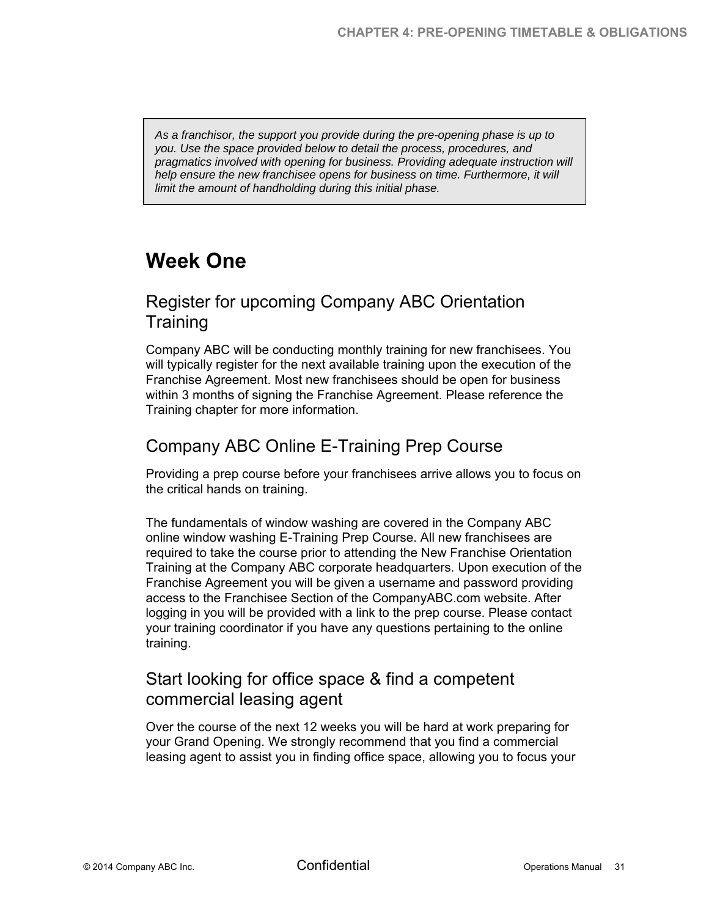> *As a franchisor, the support you provide during the pre-opening phase is up to you. Use the space provided below to detail the process, procedures, and pragmatics involved with opening for business. Providing adequate instruction will help ensure the new franchisee opens for business on time. Furthermore, it will limit the amount of handholding during this initial phase.*

# Week One

## Register for upcoming Company ABC Orientation Training

Company ABC will be conducting monthly training for new franchisees. You will typically register for the next available training upon the execution of the Franchise Agreement. Most new franchisees should be open for business within 3 months of signing the Franchise Agreement. Please reference the Training chapter for more information.

## Company ABC Online E-Training Prep Course

Providing a prep course before your franchisees arrive allows you to focus on the critical hands on training.

The fundamentals of window washing are covered in the Company ABC online window washing E-Training Prep Course. All new franchisees are required to take the course prior to attending the New Franchise Orientation Training at the Company ABC corporate headquarters. Upon execution of the Franchise Agreement you will be given a username and password providing access to the Franchisee Section of the CompanyABC.com website. After logging in you will be provided with a link to the prep course. Please contact your training coordinator if you have any questions pertaining to the online training.

## Start looking for office space & find a competent commercial leasing agent

Over the course of the next 12 weeks you will be hard at work preparing for your Grand Opening. We strongly recommend that you find a commercial leasing agent to assist you in finding office space, allowing you to focus your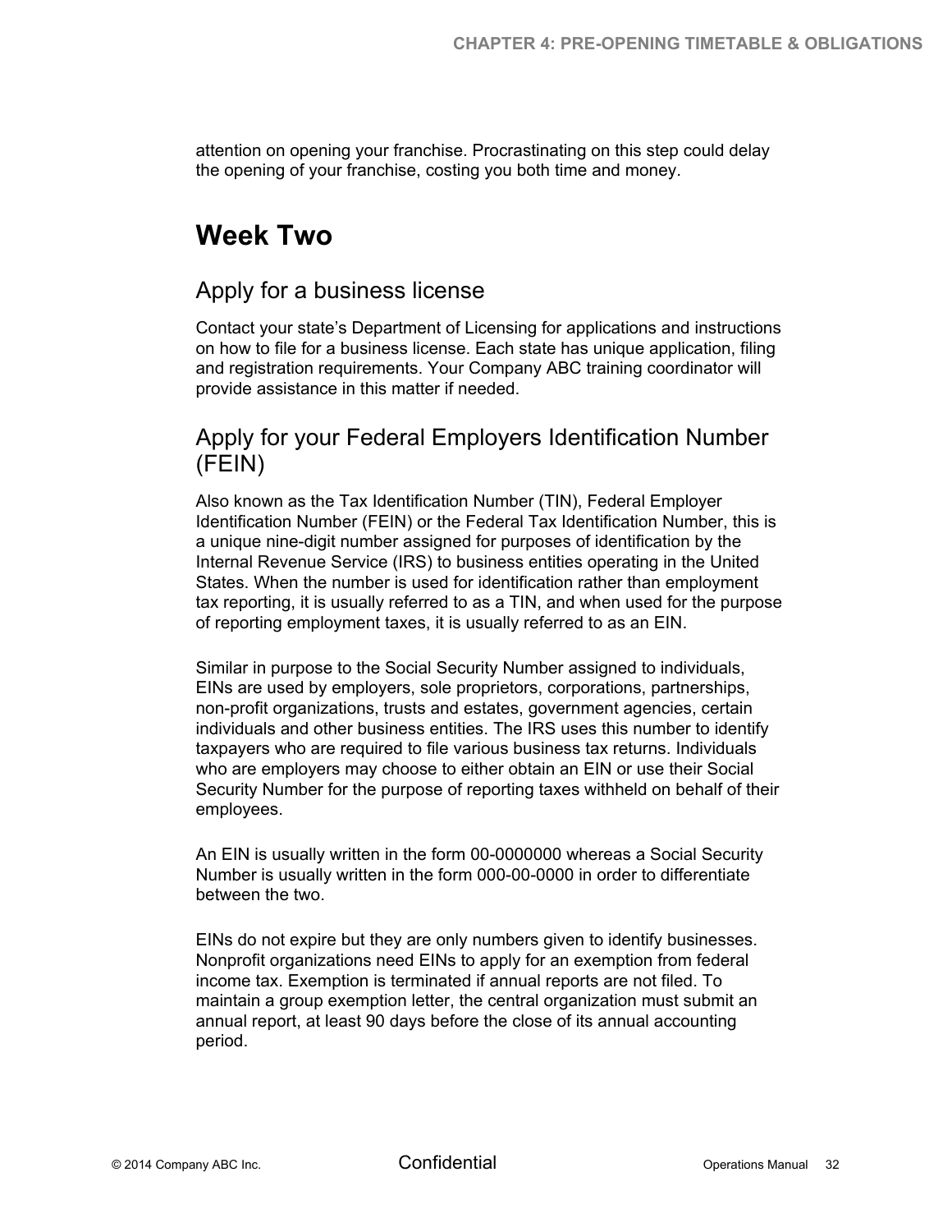attention on opening your franchise. Procrastinating on this step could delay the opening of your franchise, costing you both time and money.

# Week Two

## Apply for a business license

Contact your state's Department of Licensing for applications and instructions on how to file for a business license. Each state has unique application, filing and registration requirements. Your Company ABC training coordinator will provide assistance in this matter if needed.

## Apply for your Federal Employers Identification Number (FEIN)

Also known as the Tax Identification Number (TIN), Federal Employer Identification Number (FEIN) or the Federal Tax Identification Number, this is a unique nine-digit number assigned for purposes of identification by the Internal Revenue Service (IRS) to business entities operating in the United States. When the number is used for identification rather than employment tax reporting, it is usually referred to as a TIN, and when used for the purpose of reporting employment taxes, it is usually referred to as an EIN.

Similar in purpose to the Social Security Number assigned to individuals, EINs are used by employers, sole proprietors, corporations, partnerships, non-profit organizations, trusts and estates, government agencies, certain individuals and other business entities. The IRS uses this number to identify taxpayers who are required to file various business tax returns. Individuals who are employers may choose to either obtain an EIN or use their Social Security Number for the purpose of reporting taxes withheld on behalf of their employees.

An EIN is usually written in the form 00-0000000 whereas a Social Security Number is usually written in the form 000-00-0000 in order to differentiate between the two.

EINs do not expire but they are only numbers given to identify businesses. Nonprofit organizations need EINs to apply for an exemption from federal income tax. Exemption is terminated if annual reports are not filed. To maintain a group exemption letter, the central organization must submit an annual report, at least 90 days before the close of its annual accounting period.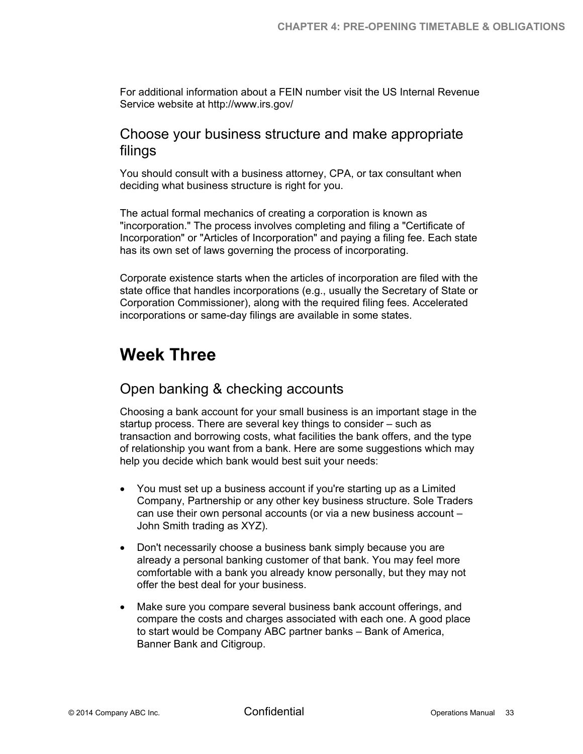For additional information about a FEIN number visit the US Internal Revenue Service website at http://www.irs.gov/

### Choose your business structure and make appropriate filings

You should consult with a business attorney, CPA, or tax consultant when deciding what business structure is right for you.

The actual formal mechanics of creating a corporation is known as "incorporation." The process involves completing and filing a "Certificate of Incorporation" or "Articles of Incorporation" and paying a filing fee. Each state has its own set of laws governing the process of incorporating.

Corporate existence starts when the articles of incorporation are filed with the state office that handles incorporations (e.g., usually the Secretary of State or Corporation Commissioner), along with the required filing fees. Accelerated incorporations or same-day filings are available in some states.

## Week Three

### Open banking & checking accounts

Choosing a bank account for your small business is an important stage in the startup process. There are several key things to consider – such as transaction and borrowing costs, what facilities the bank offers, and the type of relationship you want from a bank. Here are some suggestions which may help you decide which bank would best suit your needs:

- You must set up a business account if you're starting up as a Limited Company, Partnership or any other key business structure. Sole Traders can use their own personal accounts (or via a new business account – John Smith trading as XYZ).
- Don't necessarily choose a business bank simply because you are already a personal banking customer of that bank. You may feel more comfortable with a bank you already know personally, but they may not offer the best deal for your business.
- Make sure you compare several business bank account offerings, and compare the costs and charges associated with each one. A good place to start would be Company ABC partner banks – Bank of America, Banner Bank and Citigroup.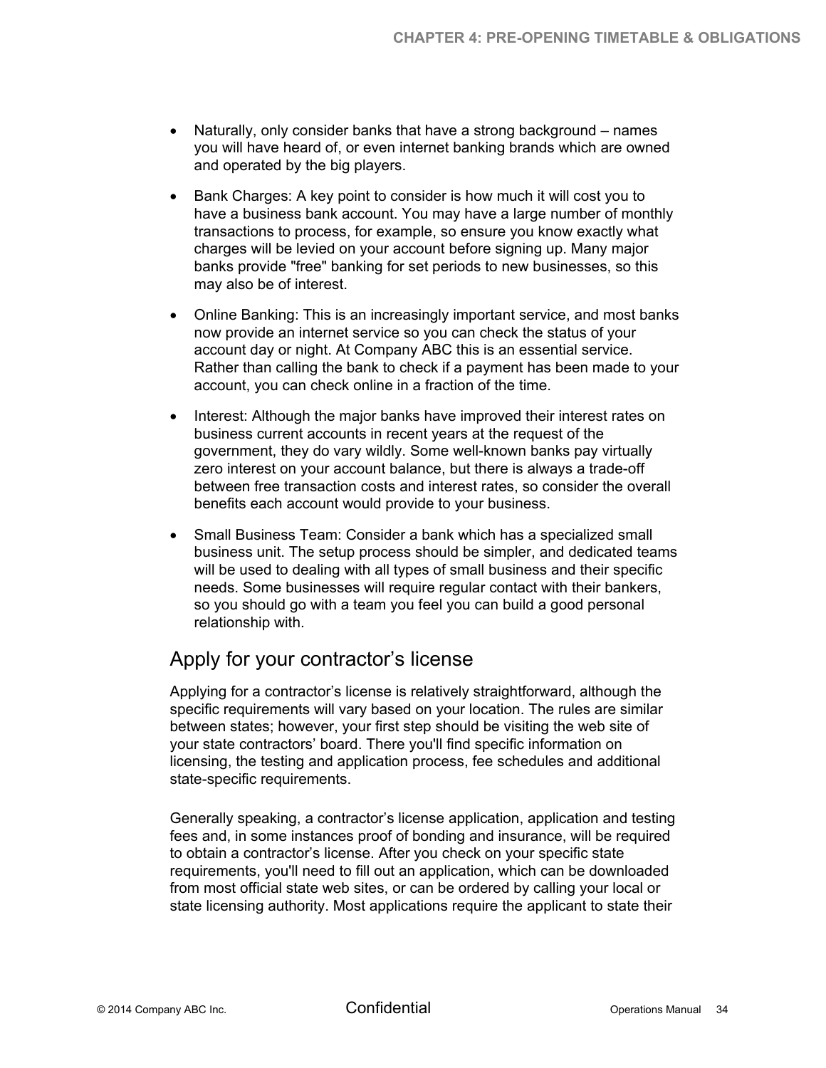- Naturally, only consider banks that have a strong background – names you will have heard of, or even internet banking brands which are owned and operated by the big players.

- Bank Charges: A key point to consider is how much it will cost you to have a business bank account. You may have a large number of monthly transactions to process, for example, so ensure you know exactly what charges will be levied on your account before signing up. Many major banks provide "free" banking for set periods to new businesses, so this may also be of interest.

- Online Banking: This is an increasingly important service, and most banks now provide an internet service so you can check the status of your account day or night. At Company ABC this is an essential service. Rather than calling the bank to check if a payment has been made to your account, you can check online in a fraction of the time.

- Interest: Although the major banks have improved their interest rates on business current accounts in recent years at the request of the government, they do vary wildly. Some well-known banks pay virtually zero interest on your account balance, but there is always a trade-off between free transaction costs and interest rates, so consider the overall benefits each account would provide to your business.

- Small Business Team: Consider a bank which has a specialized small business unit. The setup process should be simpler, and dedicated teams will be used to dealing with all types of small business and their specific needs. Some businesses will require regular contact with their bankers, so you should go with a team you feel you can build a good personal relationship with.

## Apply for your contractor's license

Applying for a contractor's license is relatively straightforward, although the specific requirements will vary based on your location. The rules are similar between states; however, your first step should be visiting the web site of your state contractors' board. There you'll find specific information on licensing, the testing and application process, fee schedules and additional state-specific requirements.

Generally speaking, a contractor's license application, application and testing fees and, in some instances proof of bonding and insurance, will be required to obtain a contractor's license. After you check on your specific state requirements, you'll need to fill out an application, which can be downloaded from most official state web sites, or can be ordered by calling your local or state licensing authority. Most applications require the applicant to state their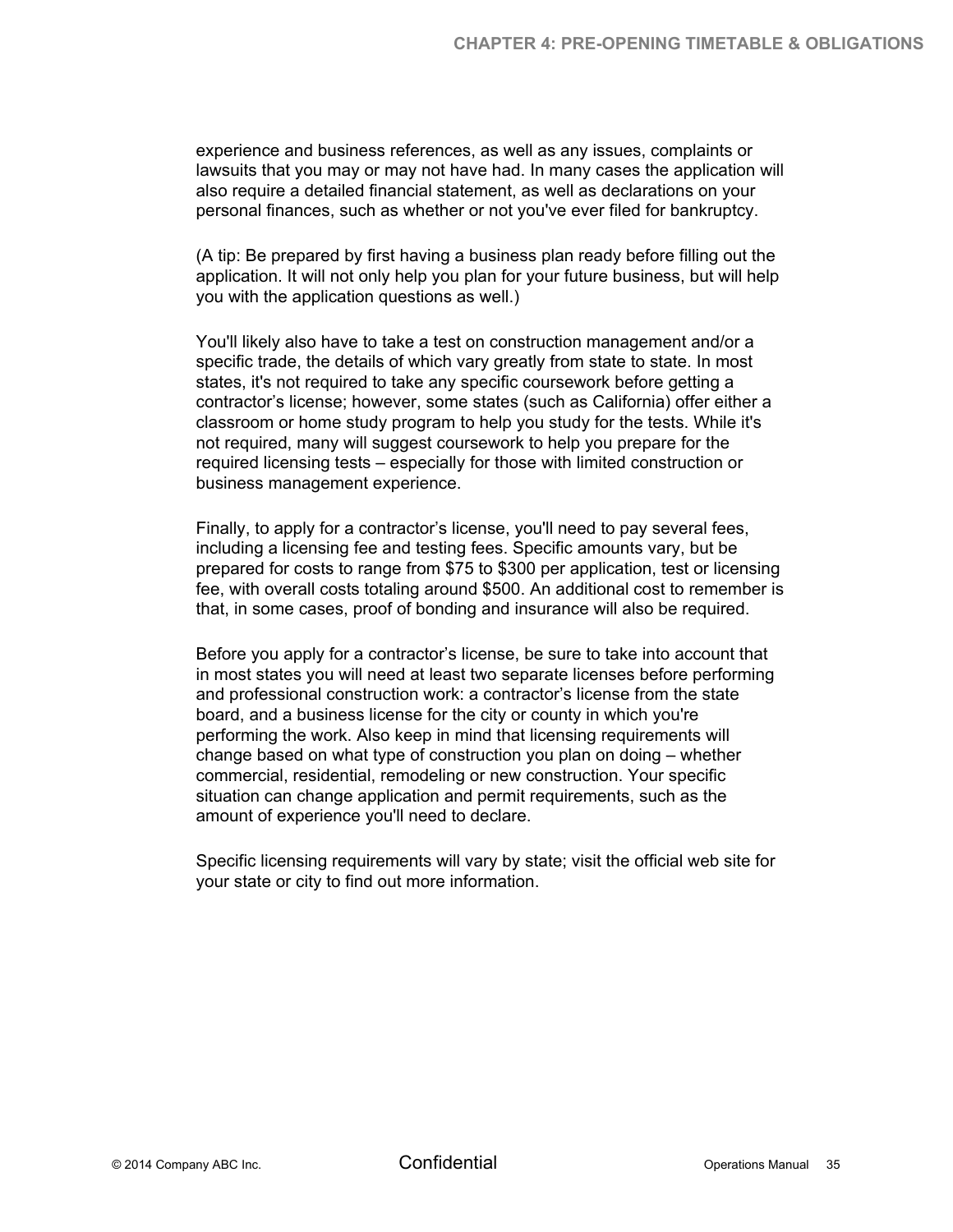experience and business references, as well as any issues, complaints or lawsuits that you may or may not have had. In many cases the application will also require a detailed financial statement, as well as declarations on your personal finances, such as whether or not you've ever filed for bankruptcy.

(A tip: Be prepared by first having a business plan ready before filling out the application. It will not only help you plan for your future business, but will help you with the application questions as well.)

You'll likely also have to take a test on construction management and/or a specific trade, the details of which vary greatly from state to state. In most states, it's not required to take any specific coursework before getting a contractor's license; however, some states (such as California) offer either a classroom or home study program to help you study for the tests. While it's not required, many will suggest coursework to help you prepare for the required licensing tests – especially for those with limited construction or business management experience.

Finally, to apply for a contractor's license, you'll need to pay several fees, including a licensing fee and testing fees. Specific amounts vary, but be prepared for costs to range from $75 to $300 per application, test or licensing fee, with overall costs totaling around $500. An additional cost to remember is that, in some cases, proof of bonding and insurance will also be required.

Before you apply for a contractor's license, be sure to take into account that in most states you will need at least two separate licenses before performing and professional construction work: a contractor's license from the state board, and a business license for the city or county in which you're performing the work. Also keep in mind that licensing requirements will change based on what type of construction you plan on doing – whether commercial, residential, remodeling or new construction. Your specific situation can change application and permit requirements, such as the amount of experience you'll need to declare.

Specific licensing requirements will vary by state; visit the official web site for your state or city to find out more information.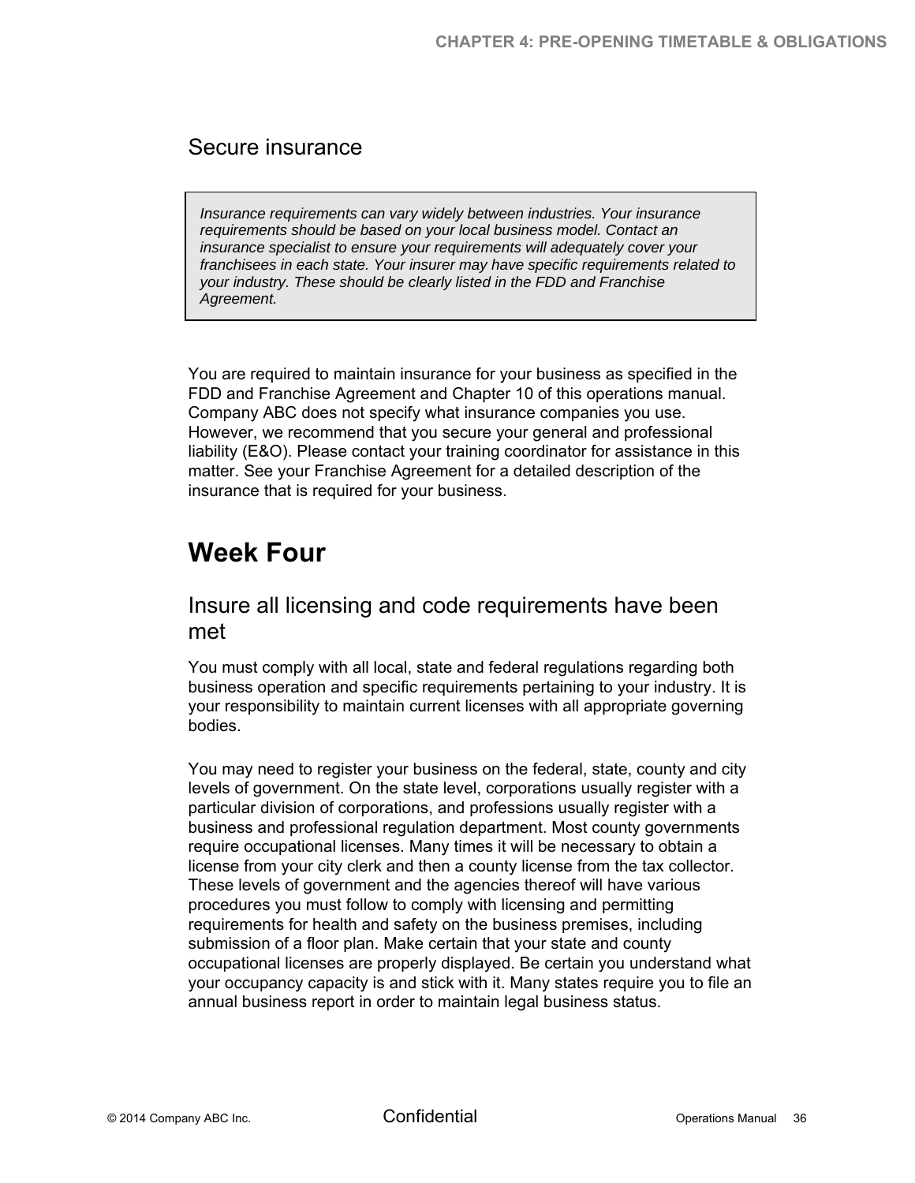## Secure insurance

> *Insurance requirements can vary widely between industries. Your insurance requirements should be based on your local business model. Contact an insurance specialist to ensure your requirements will adequately cover your franchisees in each state. Your insurer may have specific requirements related to your industry. These should be clearly listed in the FDD and Franchise Agreement.*

You are required to maintain insurance for your business as specified in the FDD and Franchise Agreement and Chapter 10 of this operations manual. Company ABC does not specify what insurance companies you use. However, we recommend that you secure your general and professional liability (E&O). Please contact your training coordinator for assistance in this matter. See your Franchise Agreement for a detailed description of the insurance that is required for your business.

# Week Four

## Insure all licensing and code requirements have been met

You must comply with all local, state and federal regulations regarding both business operation and specific requirements pertaining to your industry. It is your responsibility to maintain current licenses with all appropriate governing bodies.

You may need to register your business on the federal, state, county and city levels of government. On the state level, corporations usually register with a particular division of corporations, and professions usually register with a business and professional regulation department. Most county governments require occupational licenses. Many times it will be necessary to obtain a license from your city clerk and then a county license from the tax collector. These levels of government and the agencies thereof will have various procedures you must follow to comply with licensing and permitting requirements for health and safety on the business premises, including submission of a floor plan. Make certain that your state and county occupational licenses are properly displayed. Be certain you understand what your occupancy capacity is and stick with it. Many states require you to file an annual business report in order to maintain legal business status.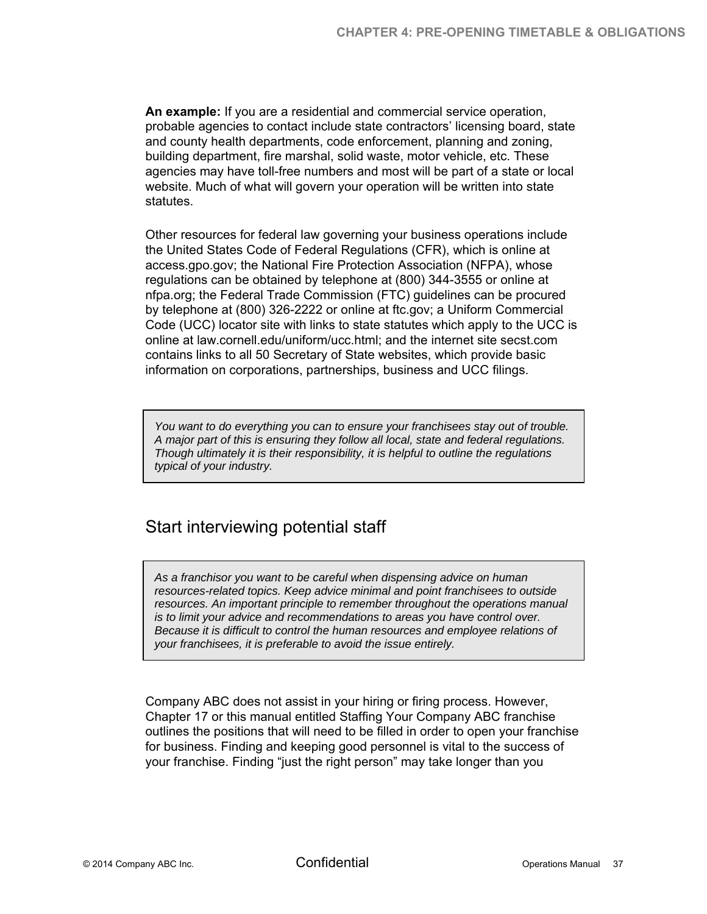**An example:** If you are a residential and commercial service operation, probable agencies to contact include state contractors' licensing board, state and county health departments, code enforcement, planning and zoning, building department, fire marshal, solid waste, motor vehicle, etc. These agencies may have toll-free numbers and most will be part of a state or local website. Much of what will govern your operation will be written into state statutes.

Other resources for federal law governing your business operations include the United States Code of Federal Regulations (CFR), which is online at access.gpo.gov; the National Fire Protection Association (NFPA), whose regulations can be obtained by telephone at (800) 344-3555 or online at nfpa.org; the Federal Trade Commission (FTC) guidelines can be procured by telephone at (800) 326-2222 or online at ftc.gov; a Uniform Commercial Code (UCC) locator site with links to state statutes which apply to the UCC is online at law.cornell.edu/uniform/ucc.html; and the internet site secst.com contains links to all 50 Secretary of State websites, which provide basic information on corporations, partnerships, business and UCC filings.

> *You want to do everything you can to ensure your franchisees stay out of trouble. A major part of this is ensuring they follow all local, state and federal regulations. Though ultimately it is their responsibility, it is helpful to outline the regulations typical of your industry.*

## Start interviewing potential staff

> *As a franchisor you want to be careful when dispensing advice on human resources-related topics. Keep advice minimal and point franchisees to outside resources. An important principle to remember throughout the operations manual is to limit your advice and recommendations to areas you have control over. Because it is difficult to control the human resources and employee relations of your franchisees, it is preferable to avoid the issue entirely.*

Company ABC does not assist in your hiring or firing process. However, Chapter 17 or this manual entitled Staffing Your Company ABC franchise outlines the positions that will need to be filled in order to open your franchise for business. Finding and keeping good personnel is vital to the success of your franchise. Finding "just the right person" may take longer than you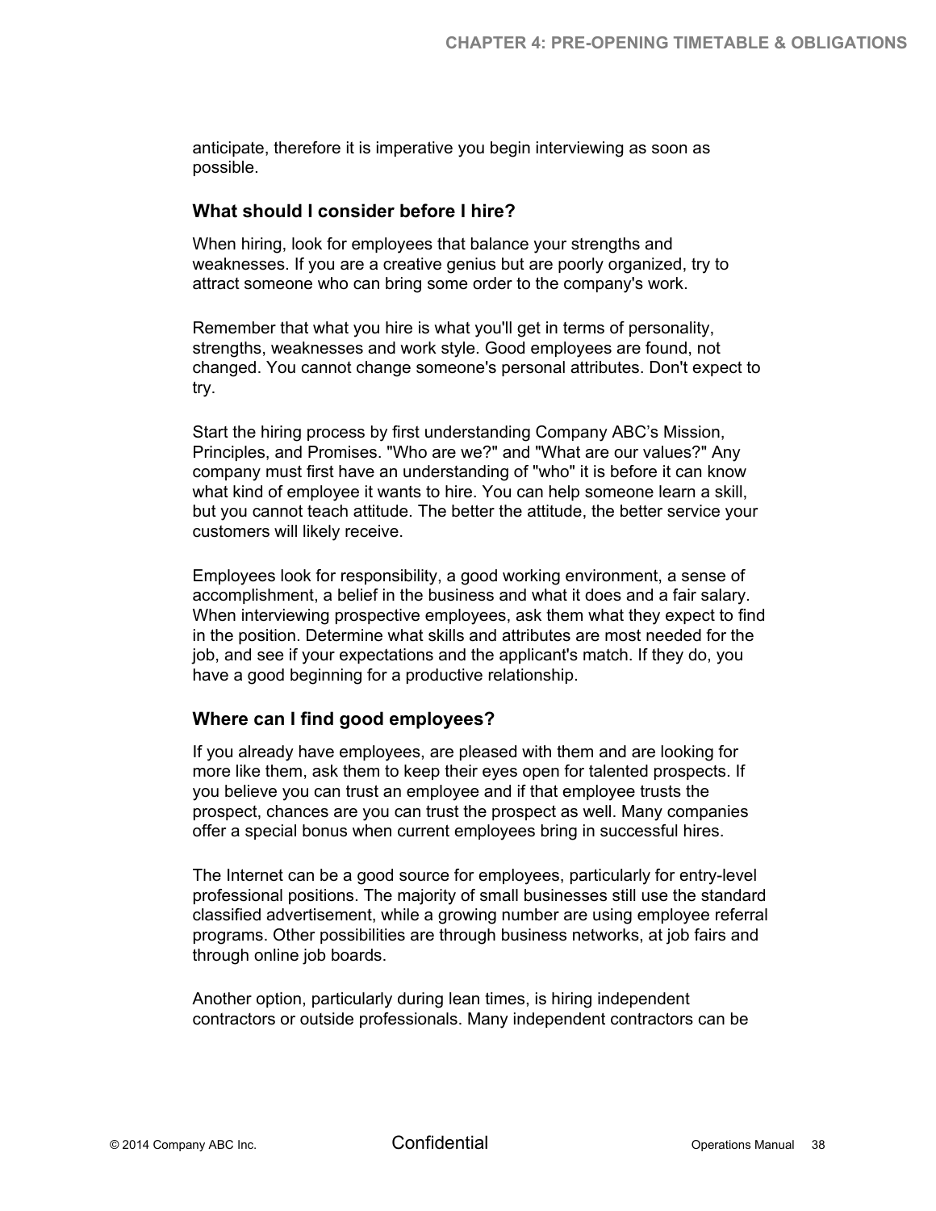anticipate, therefore it is imperative you begin interviewing as soon as possible.

### What should I consider before I hire?

When hiring, look for employees that balance your strengths and weaknesses. If you are a creative genius but are poorly organized, try to attract someone who can bring some order to the company's work.

Remember that what you hire is what you'll get in terms of personality, strengths, weaknesses and work style. Good employees are found, not changed. You cannot change someone's personal attributes. Don't expect to try.

Start the hiring process by first understanding Company ABC's Mission, Principles, and Promises. "Who are we?" and "What are our values?" Any company must first have an understanding of "who" it is before it can know what kind of employee it wants to hire. You can help someone learn a skill, but you cannot teach attitude. The better the attitude, the better service your customers will likely receive.

Employees look for responsibility, a good working environment, a sense of accomplishment, a belief in the business and what it does and a fair salary. When interviewing prospective employees, ask them what they expect to find in the position. Determine what skills and attributes are most needed for the job, and see if your expectations and the applicant's match. If they do, you have a good beginning for a productive relationship.

### Where can I find good employees?

If you already have employees, are pleased with them and are looking for more like them, ask them to keep their eyes open for talented prospects. If you believe you can trust an employee and if that employee trusts the prospect, chances are you can trust the prospect as well. Many companies offer a special bonus when current employees bring in successful hires.

The Internet can be a good source for employees, particularly for entry-level professional positions. The majority of small businesses still use the standard classified advertisement, while a growing number are using employee referral programs. Other possibilities are through business networks, at job fairs and through online job boards.

Another option, particularly during lean times, is hiring independent contractors or outside professionals. Many independent contractors can be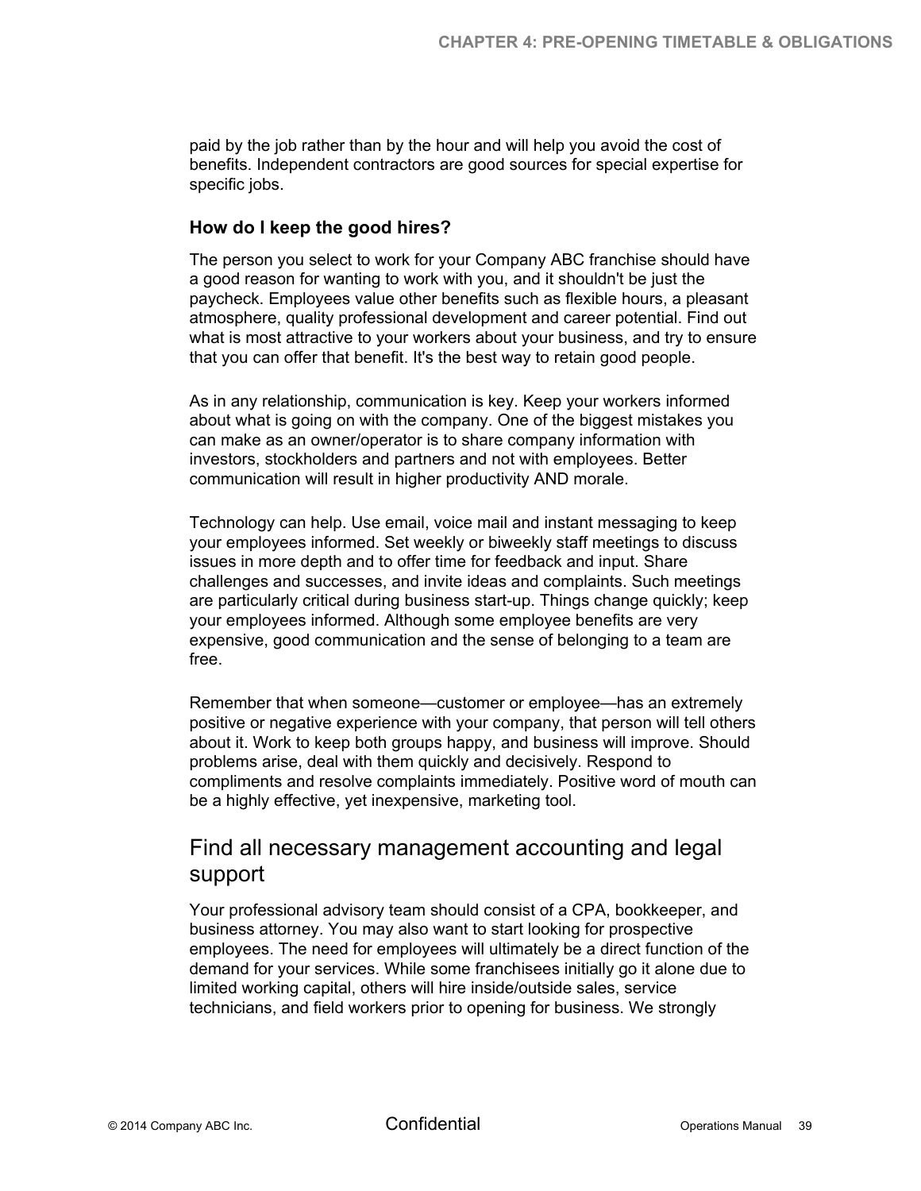paid by the job rather than by the hour and will help you avoid the cost of benefits. Independent contractors are good sources for special expertise for specific jobs.

### How do I keep the good hires?

The person you select to work for your Company ABC franchise should have a good reason for wanting to work with you, and it shouldn't be just the paycheck. Employees value other benefits such as flexible hours, a pleasant atmosphere, quality professional development and career potential. Find out what is most attractive to your workers about your business, and try to ensure that you can offer that benefit. It's the best way to retain good people.

As in any relationship, communication is key. Keep your workers informed about what is going on with the company. One of the biggest mistakes you can make as an owner/operator is to share company information with investors, stockholders and partners and not with employees. Better communication will result in higher productivity AND morale.

Technology can help. Use email, voice mail and instant messaging to keep your employees informed. Set weekly or biweekly staff meetings to discuss issues in more depth and to offer time for feedback and input. Share challenges and successes, and invite ideas and complaints. Such meetings are particularly critical during business start-up. Things change quickly; keep your employees informed. Although some employee benefits are very expensive, good communication and the sense of belonging to a team are free.

Remember that when someone—customer or employee—has an extremely positive or negative experience with your company, that person will tell others about it. Work to keep both groups happy, and business will improve. Should problems arise, deal with them quickly and decisively. Respond to compliments and resolve complaints immediately. Positive word of mouth can be a highly effective, yet inexpensive, marketing tool.

## Find all necessary management accounting and legal support

Your professional advisory team should consist of a CPA, bookkeeper, and business attorney. You may also want to start looking for prospective employees. The need for employees will ultimately be a direct function of the demand for your services. While some franchisees initially go it alone due to limited working capital, others will hire inside/outside sales, service technicians, and field workers prior to opening for business. We strongly